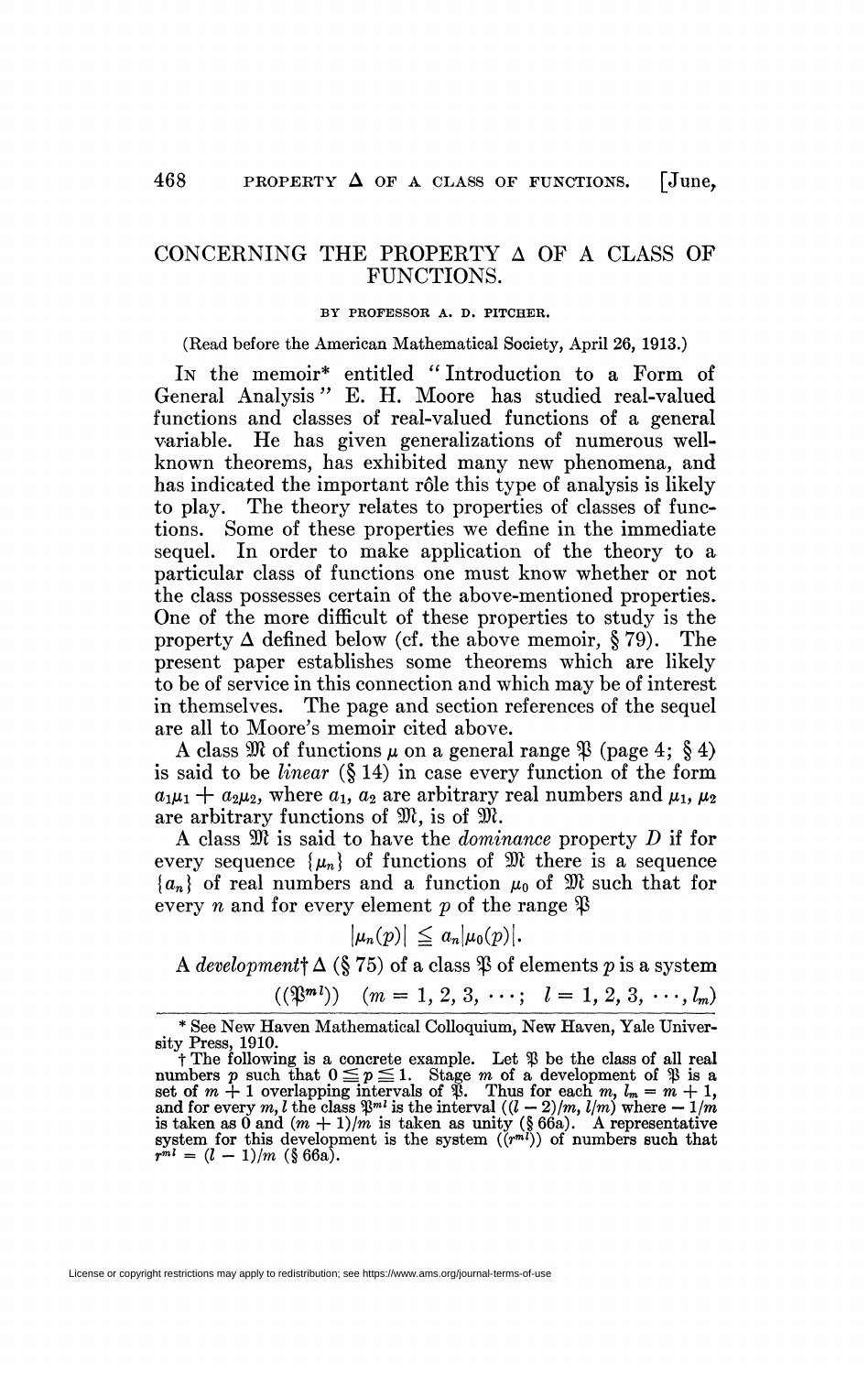# CONCERNING THE PROPERTY Δ OF A CLASS OF FUNCTIONS.

BY PROFESSOR A. D. PITCHER.

(Read before the American Mathematical Society, April 26, 1913.)

IN the memoir* entitled "Introduction to a Form of General Analysis" E. H. Moore has studied real-valued functions and classes of real-valued functions of a general variable. He has given generalizations of numerous well-known theorems, has exhibited many new phenomena, and has indicated the important rôle this type of analysis is likely to play. The theory relates to properties of classes of functions. Some of these properties we define in the immediate sequel. In order to make application of the theory to a particular class of functions one must know whether or not the class possesses certain of the above-mentioned properties. One of the more difficult of these properties to study is the property Δ defined below (cf. the above memoir, § 79). The present paper establishes some theorems which are likely to be of service in this connection and which may be of interest in themselves. The page and section references of the sequel are all to Moore's memoir cited above.

A class $\mathfrak{M}$ of functions $\mu$ on a general range $\mathfrak{P}$ (page 4; § 4) is said to be *linear* (§ 14) in case every function of the form $a_1\mu_1 + a_2\mu_2$, where $a_1$, $a_2$ are arbitrary real numbers and $\mu_1$, $\mu_2$ are arbitrary functions of $\mathfrak{M}$, is of $\mathfrak{M}$.

A class $\mathfrak{M}$ is said to have the *dominance* property $D$ if for every sequence $\{\mu_n\}$ of functions of $\mathfrak{M}$ there is a sequence $\{a_n\}$ of real numbers and a function $\mu_0$ of $\mathfrak{M}$ such that for every $n$ and for every element $p$ of the range $\mathfrak{P}$

$$|\mu_n(p)| \leqq a_n|\mu_0(p)|.$$

A *development*† Δ (§ 75) of a class $\mathfrak{P}$ of elements $p$ is a system

$$((\mathfrak{P}^{ml})) \quad (m = 1, 2, 3, \cdots; \quad l = 1, 2, 3, \cdots, l_m)$$

---

\* See New Haven Mathematical Colloquium, New Haven, Yale University Press, 1910.

† The following is a concrete example. Let $\mathfrak{P}$ be the class of all real numbers $p$ such that $0 \leqq p \leqq 1$. Stage $m$ of a development of $\mathfrak{P}$ is a set of $m + 1$ overlapping intervals of $\mathfrak{P}$. Thus for each $m$, $l_m = m + 1$, and for every $m, l$ the class $\mathfrak{P}^{ml}$ is the interval $((l - 2)/m, l/m)$ where $-1/m$ is taken as 0 and $(m + 1)/m$ is taken as unity (§ 66a). A representative system for this development is the system $((r^{ml}))$ of numbers such that $r^{ml} = (l - 1)/m$ (§ 66a).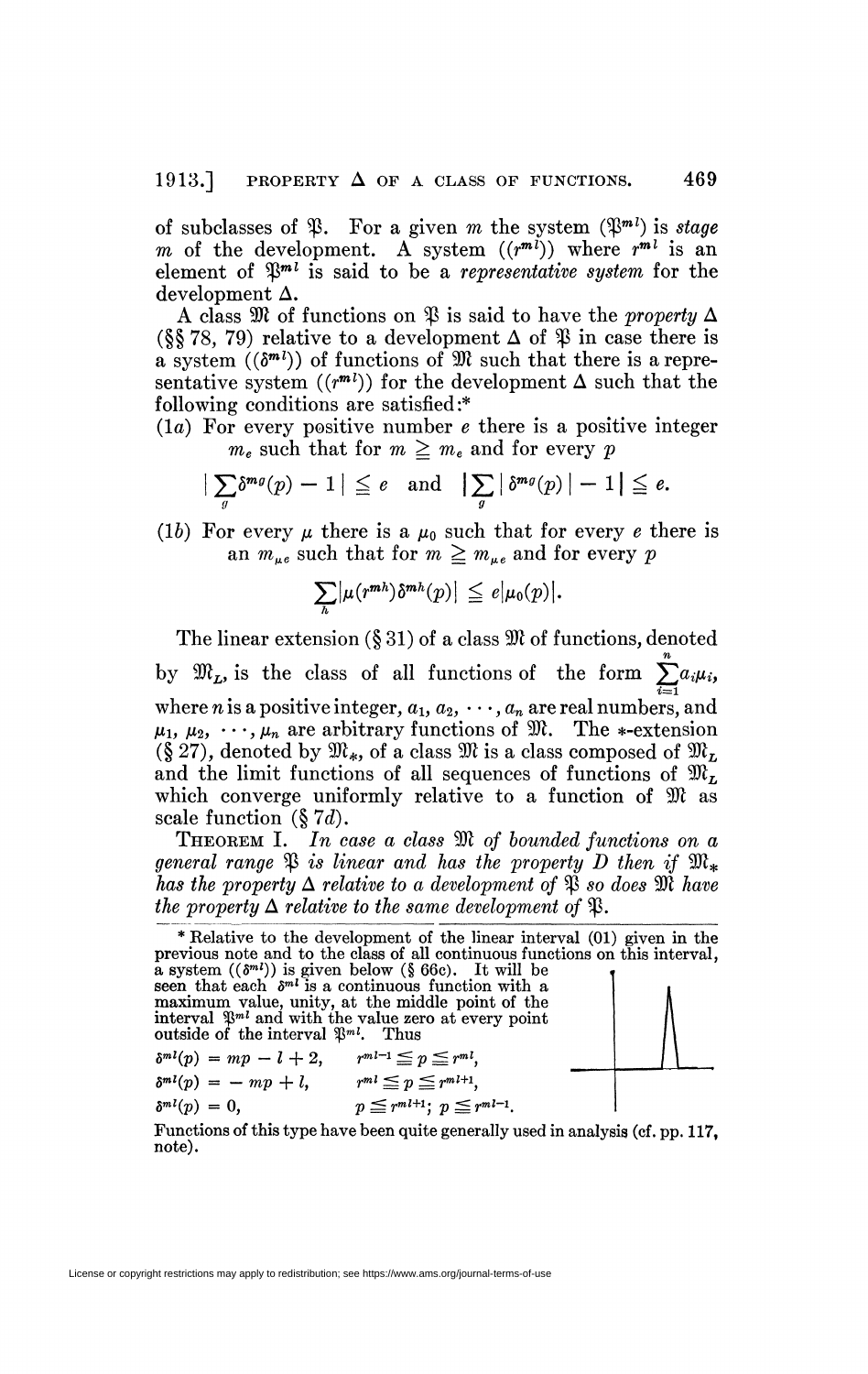of subclasses of $\mathfrak{P}$. For a given $m$ the system $(\mathfrak{P}^{ml})$ is *stage* $m$ of the development. A system $((r^{ml}))$ where $r^{ml}$ is an element of $\mathfrak{P}^{ml}$ is said to be a *representative system* for the development $\Delta$.

A class $\mathfrak{M}$ of functions on $\mathfrak{P}$ is said to have the *property* $\Delta$ (§§ 78, 79) relative to a development $\Delta$ of $\mathfrak{P}$ in case there is a system $((\delta^{ml}))$ of functions of $\mathfrak{M}$ such that there is a representative system $((r^{ml}))$ for the development $\Delta$ such that the following conditions are satisfied:*

(1*a*) For every positive number $e$ there is a positive integer $m_e$ such that for $m \geqq m_e$ and for every $p$

$$|\sum_g \delta^{mg}(p) - 1| \leqq e \quad \text{and} \quad \left|\sum_g |\delta^{mg}(p)| - 1\right| \leqq e.$$

(1*b*) For every $\mu$ there is a $\mu_0$ such that for every $e$ there is an $m_{\mu e}$ such that for $m \geqq m_{\mu e}$ and for every $p$

$$\sum_h |\mu(r^{mh})\delta^{mh}(p)| \leqq e|\mu_0(p)|.$$

The linear extension (§ 31) of a class $\mathfrak{M}$ of functions, denoted by $\mathfrak{M}_L$, is the class of all functions of the form $\sum_{i=1}^{n} a_i\mu_i$, where $n$ is a positive integer, $a_1, a_2, \cdots, a_n$ are real numbers, and $\mu_1, \mu_2, \cdots, \mu_n$ are arbitrary functions of $\mathfrak{M}$. The $*$-extension (§ 27), denoted by $\mathfrak{M}_*$, of a class $\mathfrak{M}$ is a class composed of $\mathfrak{M}_L$ and the limit functions of all sequences of functions of $\mathfrak{M}_L$ which converge uniformly relative to a function of $\mathfrak{M}$ as scale function (§ 7*d*).

THEOREM I. *In case a class $\mathfrak{M}$ of bounded functions on a general range $\mathfrak{P}$ is linear and has the property D then if $\mathfrak{M}_*$ has the property $\Delta$ relative to a development of $\mathfrak{P}$ so does $\mathfrak{M}$ have the property $\Delta$ relative to the same development of $\mathfrak{P}$.*

---

\* Relative to the development of the linear interval (01) given in the previous note and to the class of all continuous functions on this interval, a system $((\delta^{ml}))$ is given below (§ 66c). It will be seen that each $\delta^{ml}$ is a continuous function with a maximum value, unity, at the middle point of the interval $\mathfrak{P}^{ml}$ and with the value zero at every point outside of the interval $\mathfrak{P}^{ml}$. Thus

$\delta^{ml}(p) = mp - l + 2, \qquad r^{ml-1} \leqq p \leqq r^{ml},$

$\delta^{ml}(p) = -mp + l, \qquad r^{ml} \leqq p \leqq r^{ml+1},$

$\delta^{ml}(p) = 0, \qquad p \leqq r^{ml+1};\ p \leqq r^{ml-1}.$

Functions of this type have been quite generally used in analysis (cf. pp. 117, note).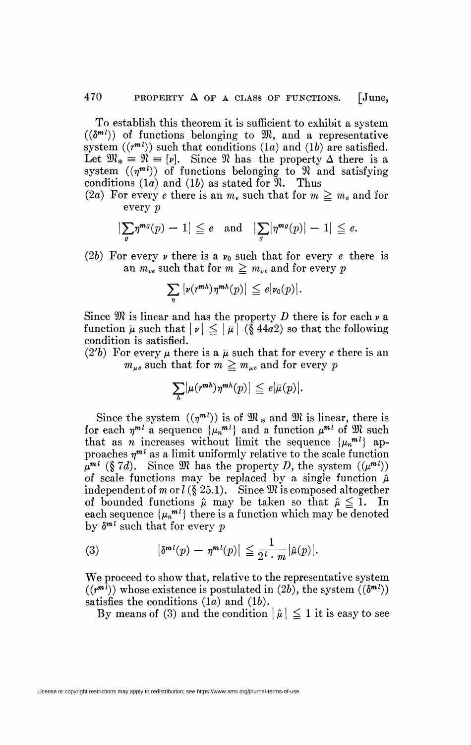To establish this theorem it is sufficient to exhibit a system $((\delta^{ml}))$ of functions belonging to $\mathfrak{M}$, and a representative system $((r^{ml}))$ such that conditions (1*a*) and (1*b*) are satisfied. Let $\mathfrak{M}_* \equiv \mathfrak{N} \equiv [\nu]$. Since $\mathfrak{N}$ has the property $\Delta$ there is a system $((\eta^{ml}))$ of functions belonging to $\mathfrak{N}$ and satisfying conditions (1*a*) and (1*b*) as stated for $\mathfrak{N}$. Thus

(2*a*) For every $e$ there is an $m_e$ such that for $m \geqq m_e$ and for every $p$

$$\left|\sum_g \eta^{mg}(p) - 1\right| \leqq e \quad \text{and} \quad \left|\sum_g |\eta^{mg}(p)| - 1\right| \leqq e.$$

(2*b*) For every $\nu$ there is a $\nu_0$ such that for every $e$ there is an $m_{\nu e}$ such that for $m \geqq m_{\nu e}$ and for every $p$

$$\sum_\eta |\nu(r^{mh})\eta^{mh}(p)| \leqq e|\nu_0(p)|.$$

Since $\mathfrak{M}$ is linear and has the property $D$ there is for each $\nu$ a function $\bar{\mu}$ such that $|\nu| \leqq |\bar{\mu}|$ (§ 44*a*2) so that the following condition is satisfied.

(2′*b*) For every $\mu$ there is a $\bar{\mu}$ such that for every $e$ there is an $m_{\mu e}$ such that for $m \geqq m_{\mu e}$ and for every $p$

$$\sum_h |\mu(r^{mh})\eta^{mh}(p)| \leqq e|\bar{\mu}(p)|.$$

Since the system $((\eta^{ml}))$ is of $\mathfrak{M}_*$ and $\mathfrak{M}$ is linear, there is for each $\eta^{ml}$ a sequence $\{\mu_n^{ml}\}$ and a function $\mu^{ml}$ of $\mathfrak{M}$ such that as $n$ increases without limit the sequence $\{\mu_n^{ml}\}$ approaches $\eta^{ml}$ as a limit uniformly relative to the scale function $\mu^{ml}$ (§ 7*d*). Since $\mathfrak{M}$ has the property $D$, the system $((\mu^{ml}))$ of scale functions may be replaced by a single function $\hat{\mu}$ independent of $m$ or $l$ (§ 25.1). Since $\mathfrak{M}$ is composed altogether of bounded functions $\hat{\mu}$ may be taken so that $\hat{\mu} \leqq 1$. In each sequence $\{\mu_n^{ml}\}$ there is a function which may be denoted by $\delta^{ml}$ such that for every $p$

$$|\delta^{ml}(p) - \eta^{ml}(p)| \leqq \frac{1}{2^l \cdot m}|\hat{\mu}(p)|. \tag{3}$$

We proceed to show that, relative to the representative system $((r^{ml}))$ whose existence is postulated in (2*b*), the system $((\delta^{ml}))$ satisfies the conditions (1*a*) and (1*b*).

By means of (3) and the condition $|\hat{\mu}| \leqq 1$ it is easy to see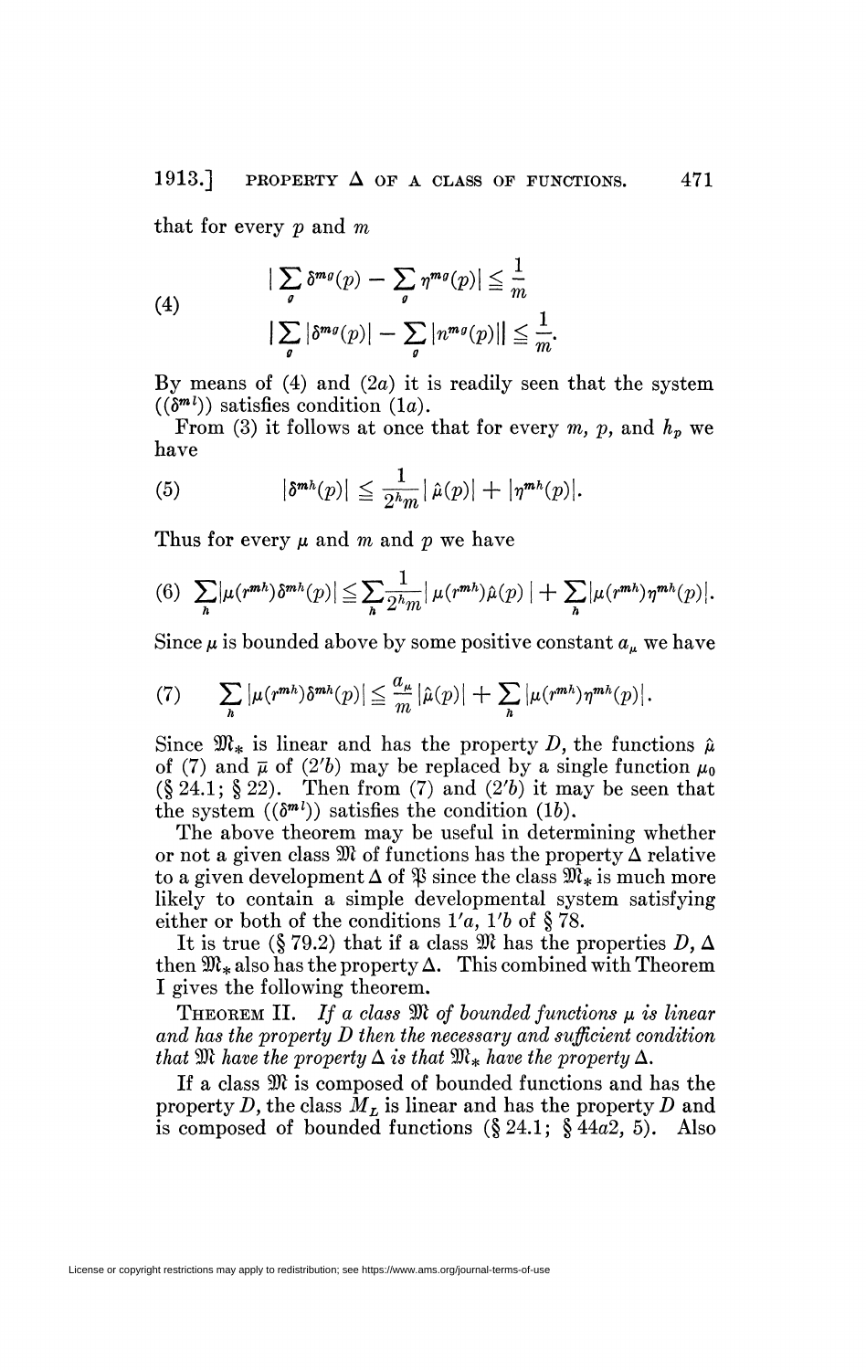that for every $p$ and $m$

$$
(4) \qquad \begin{aligned}
&\left| \sum_g \delta^{mg}(p) - \sum_g \eta^{mg}(p) \right| \leqq \frac{1}{m} \\
&\left| \sum_g |\delta^{mg}(p)| - \sum_g |n^{mg}(p)| \right| \leqq \frac{1}{m}.
\end{aligned}
$$

By means of (4) and (2$a$) it is readily seen that the system $((\delta^{ml}))$ satisfies condition (1$a$).

From (3) it follows at once that for every $m$, $p$, and $h_p$ we have

$$
(5) \qquad |\delta^{mh}(p)| \leqq \frac{1}{2^h m} |\hat{\mu}(p)| + |\eta^{mh}(p)|.
$$

Thus for every $\mu$ and $m$ and $p$ we have

$$
(6) \quad \sum_h |\mu(r^{mh})\delta^{mh}(p)| \leqq \sum_h \frac{1}{2^h m} |\mu(r^{mh})\hat{\mu}(p)| + \sum_h |\mu(r^{mh})\eta^{mh}(p)|.
$$

Since $\mu$ is bounded above by some positive constant $a_\mu$ we have

$$
(7) \qquad \sum_h |\mu(r^{mh})\delta^{mh}(p)| \leqq \frac{a_\mu}{m} |\hat{\mu}(p)| + \sum_h |\mu(r^{mh})\eta^{mh}(p)|.
$$

Since $\mathfrak{M}_*$ is linear and has the property $D$, the functions $\hat{\mu}$ of (7) and $\bar{\mu}$ of (2$'b$) may be replaced by a single function $\mu_0$ (§ 24.1; § 22). Then from (7) and (2$'b$) it may be seen that the system $((\delta^{ml}))$ satisfies the condition (1$b$).

The above theorem may be useful in determining whether or not a given class $\mathfrak{M}$ of functions has the property $\Delta$ relative to a given development $\Delta$ of $\mathfrak{P}$ since the class $\mathfrak{M}_*$ is much more likely to contain a simple developmental system satisfying either or both of the conditions 1$'a$, 1$'b$ of § 78.

It is true (§ 79.2) that if a class $\mathfrak{M}$ has the properties $D$, $\Delta$ then $\mathfrak{M}_*$ also has the property $\Delta$. This combined with Theorem I gives the following theorem.

THEOREM II. *If a class $\mathfrak{M}$ of bounded functions $\mu$ is linear and has the property $D$ then the necessary and sufficient condition that $\mathfrak{M}$ have the property $\Delta$ is that $\mathfrak{M}_*$ have the property $\Delta$.*

If a class $\mathfrak{M}$ is composed of bounded functions and has the property $D$, the class $M_L$ is linear and has the property $D$ and is composed of bounded functions (§ 24.1; § 44$a$2, 5). Also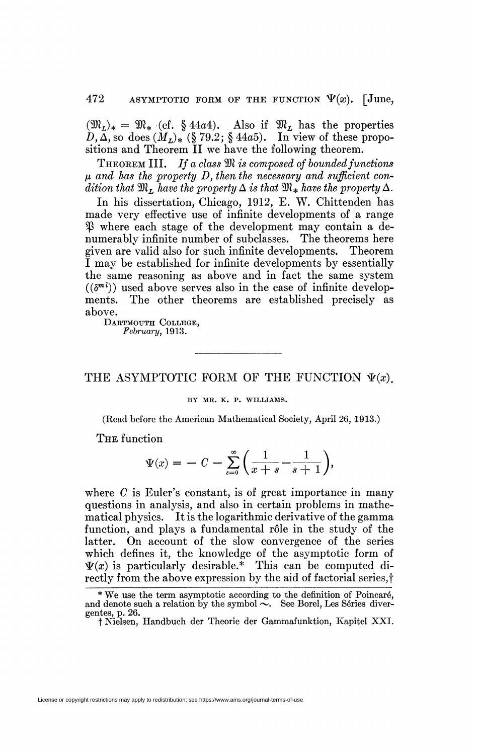$(\mathfrak{M}_L)_* = \mathfrak{M}_*$ (cf. § 44$a$4). Also if $\mathfrak{M}_L$ has the properties $D, \Delta$, so does $(M_L)_*$ (§ 79.2; § 44$a$5). In view of these propositions and Theorem II we have the following theorem.

THEOREM III. *If a class $\mathfrak{M}$ is composed of bounded functions $\mu$ and has the property $D$, then the necessary and sufficient condition that $\mathfrak{M}_L$ have the property $\Delta$ is that $\mathfrak{M}_*$ have the property $\Delta$.*

In his dissertation, Chicago, 1912, E. W. Chittenden has made very effective use of infinite developments of a range $\mathfrak{P}$ where each stage of the development may contain a denumerably infinite number of subclasses. The theorems here given are valid also for such infinite developments. Theorem I may be established for infinite developments by essentially the same reasoning as above and in fact the same system $((\delta^{ml}))$ used above serves also in the case of infinite developments. The other theorems are established precisely as above.

DARTMOUTH COLLEGE,
*February*, 1913.

---

## THE ASYMPTOTIC FORM OF THE FUNCTION $\Psi(x)$.

BY MR. K. P. WILLIAMS.

(Read before the American Mathematical Society, April 26, 1913.)

THE function

$$\Psi(x) = -C - \sum_{s=0}^{\infty} \left( \frac{1}{x+s} - \frac{1}{s+1} \right),$$

where $C$ is Euler's constant, is of great importance in many questions in analysis, and also in certain problems in mathematical physics. It is the logarithmic derivative of the gamma function, and plays a fundamental rôle in the study of the latter. On account of the slow convergence of the series which defines it, the knowledge of the asymptotic form of $\Psi(x)$ is particularly desirable.* This can be computed directly from the above expression by the aid of factorial series,†

\* We use the term asymptotic according to the definition of Poincaré, and denote such a relation by the symbol $\sim$. See Borel, Les Séries divergentes, p. 26.

† Nielsen, Handbuch der Theorie der Gammafunktion, Kapitel XXI.